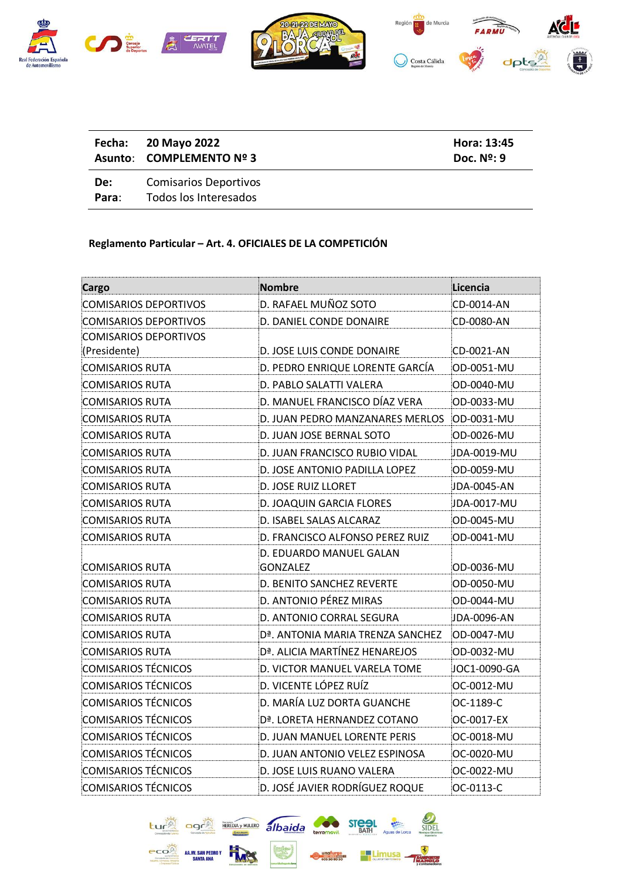| | | |
|---|---|---|
| **Fecha:** | **20 Mayo 2022** | **Hora: 13:45** |
| **Asunto:** | **COMPLEMENTO Nº 3** | **Doc. Nº: 9** |
| **De:** | Comisarios Deportivos | |
| **Para:** | Todos los Interesados | |

**Reglamento Particular – Art. 4. OFICIALES DE LA COMPETICIÓN**

| Cargo | Nombre | Licencia |
|---|---|---|
| COMISARIOS DEPORTIVOS | D. RAFAEL MUÑOZ SOTO | CD-0014-AN |
| COMISARIOS DEPORTIVOS | D. DANIEL CONDE DONAIRE | CD-0080-AN |
| COMISARIOS DEPORTIVOS (Presidente) | D. JOSE LUIS CONDE DONAIRE | CD-0021-AN |
| COMISARIOS RUTA | D. PEDRO ENRIQUE LORENTE GARCÍA | OD-0051-MU |
| COMISARIOS RUTA | D. PABLO SALATTI VALERA | OD-0040-MU |
| COMISARIOS RUTA | D. MANUEL FRANCISCO DÍAZ VERA | OD-0033-MU |
| COMISARIOS RUTA | D. JUAN PEDRO MANZANARES MERLOS | OD-0031-MU |
| COMISARIOS RUTA | D. JUAN JOSE BERNAL SOTO | OD-0026-MU |
| COMISARIOS RUTA | D. JUAN FRANCISCO RUBIO VIDAL | JDA-0019-MU |
| COMISARIOS RUTA | D. JOSE ANTONIO PADILLA LOPEZ | OD-0059-MU |
| COMISARIOS RUTA | D. JOSE RUIZ LLORET | JDA-0045-AN |
| COMISARIOS RUTA | D. JOAQUIN GARCIA FLORES | JDA-0017-MU |
| COMISARIOS RUTA | D. ISABEL SALAS ALCARAZ | OD-0045-MU |
| COMISARIOS RUTA | D. FRANCISCO ALFONSO PEREZ RUIZ | OD-0041-MU |
| COMISARIOS RUTA | D. EDUARDO MANUEL GALAN GONZALEZ | OD-0036-MU |
| COMISARIOS RUTA | D. BENITO SANCHEZ REVERTE | OD-0050-MU |
| COMISARIOS RUTA | D. ANTONIO PÉREZ MIRAS | OD-0044-MU |
| COMISARIOS RUTA | D. ANTONIO CORRAL SEGURA | JDA-0096-AN |
| COMISARIOS RUTA | Dª. ANTONIA MARIA TRENZA SANCHEZ | OD-0047-MU |
| COMISARIOS RUTA | Dª. ALICIA MARTÍNEZ HENAREJOS | OD-0032-MU |
| COMISARIOS TÉCNICOS | D. VICTOR MANUEL VARELA TOME | JOC1-0090-GA |
| COMISARIOS TÉCNICOS | D. VICENTE LÓPEZ RUÍZ | OC-0012-MU |
| COMISARIOS TÉCNICOS | D. MARÍA LUZ DORTA GUANCHE | OC-1189-C |
| COMISARIOS TÉCNICOS | Dª. LORETA HERNANDEZ COTANO | OC-0017-EX |
| COMISARIOS TÉCNICOS | D. JUAN MANUEL LORENTE PERIS | OC-0018-MU |
| COMISARIOS TÉCNICOS | D. JUAN ANTONIO VELEZ ESPINOSA | OC-0020-MU |
| COMISARIOS TÉCNICOS | D. JOSE LUIS RUANO VALERA | OC-0022-MU |
| COMISARIOS TÉCNICOS | D. JOSÉ JAVIER RODRÍGUEZ ROQUE | OC-0113-C |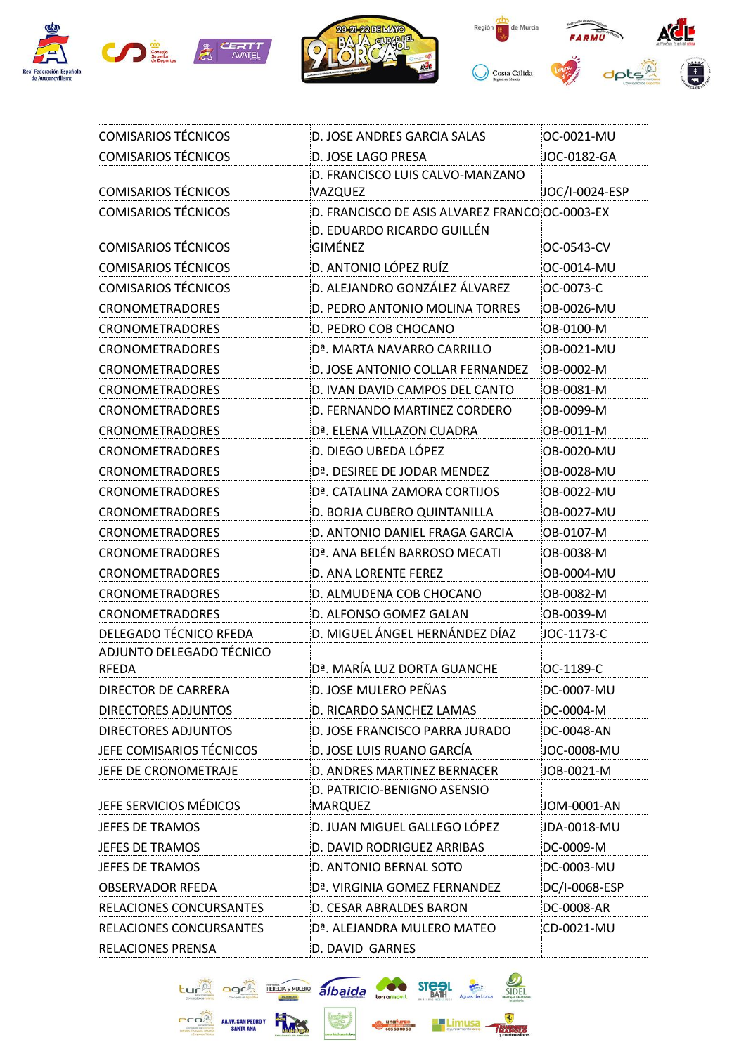| COMISARIOS TÉCNICOS | D. JOSE ANDRES GARCIA SALAS | OC-0021-MU |
|---|---|---|
| COMISARIOS TÉCNICOS | D. JOSE LAGO PRESA | JOC-0182-GA |
| COMISARIOS TÉCNICOS | D. FRANCISCO LUIS CALVO-MANZANO VAZQUEZ | JOC/I-0024-ESP |
| COMISARIOS TÉCNICOS | D. FRANCISCO DE ASIS ALVAREZ FRANCO | OC-0003-EX |
| COMISARIOS TÉCNICOS | D. EDUARDO RICARDO GUILLÉN GIMÉNEZ | OC-0543-CV |
| COMISARIOS TÉCNICOS | D. ANTONIO LÓPEZ RUÍZ | OC-0014-MU |
| COMISARIOS TÉCNICOS | D. ALEJANDRO GONZÁLEZ ÁLVAREZ | OC-0073-C |
| CRONOMETRADORES | D. PEDRO ANTONIO MOLINA TORRES | OB-0026-MU |
| CRONOMETRADORES | D. PEDRO COB CHOCANO | OB-0100-M |
| CRONOMETRADORES | Dª. MARTA NAVARRO CARRILLO | OB-0021-MU |
| CRONOMETRADORES | D. JOSE ANTONIO COLLAR FERNANDEZ | OB-0002-M |
| CRONOMETRADORES | D. IVAN DAVID CAMPOS DEL CANTO | OB-0081-M |
| CRONOMETRADORES | D. FERNANDO MARTINEZ CORDERO | OB-0099-M |
| CRONOMETRADORES | Dª. ELENA VILLAZON CUADRA | OB-0011-M |
| CRONOMETRADORES | D. DIEGO UBEDA LÓPEZ | OB-0020-MU |
| CRONOMETRADORES | Dª. DESIREE DE JODAR MENDEZ | OB-0028-MU |
| CRONOMETRADORES | Dª. CATALINA ZAMORA CORTIJOS | OB-0022-MU |
| CRONOMETRADORES | D. BORJA CUBERO QUINTANILLA | OB-0027-MU |
| CRONOMETRADORES | D. ANTONIO DANIEL FRAGA GARCIA | OB-0107-M |
| CRONOMETRADORES | Dª. ANA BELÉN BARROSO MECATI | OB-0038-M |
| CRONOMETRADORES | D. ANA LORENTE FEREZ | OB-0004-MU |
| CRONOMETRADORES | D. ALMUDENA COB CHOCANO | OB-0082-M |
| CRONOMETRADORES | D. ALFONSO GOMEZ GALAN | OB-0039-M |
| DELEGADO TÉCNICO RFEDA | D. MIGUEL ÁNGEL HERNÁNDEZ DÍAZ | JOC-1173-C |
| ADJUNTO DELEGADO TÉCNICO RFEDA | Dª. MARÍA LUZ DORTA GUANCHE | OC-1189-C |
| DIRECTOR DE CARRERA | D. JOSE MULERO PEÑAS | DC-0007-MU |
| DIRECTORES ADJUNTOS | D. RICARDO SANCHEZ LAMAS | DC-0004-M |
| DIRECTORES ADJUNTOS | D. JOSE FRANCISCO PARRA JURADO | DC-0048-AN |
| JEFE COMISARIOS TÉCNICOS | D. JOSE LUIS RUANO GARCÍA | JOC-0008-MU |
| JEFE DE CRONOMETRAJE | D. ANDRES MARTINEZ BERNACER | JOB-0021-M |
| JEFE SERVICIOS MÉDICOS | D. PATRICIO-BENIGNO ASENSIO MARQUEZ | JOM-0001-AN |
| JEFES DE TRAMOS | D. JUAN MIGUEL GALLEGO LÓPEZ | JDA-0018-MU |
| JEFES DE TRAMOS | D. DAVID RODRIGUEZ ARRIBAS | DC-0009-M |
| JEFES DE TRAMOS | D. ANTONIO BERNAL SOTO | DC-0003-MU |
| OBSERVADOR RFEDA | Dª. VIRGINIA GOMEZ FERNANDEZ | DC/I-0068-ESP |
| RELACIONES CONCURSANTES | D. CESAR ABRALDES BARON | DC-0008-AR |
| RELACIONES CONCURSANTES | Dª. ALEJANDRA MULERO MATEO | CD-0021-MU |
| RELACIONES PRENSA | D. DAVID GARNES | |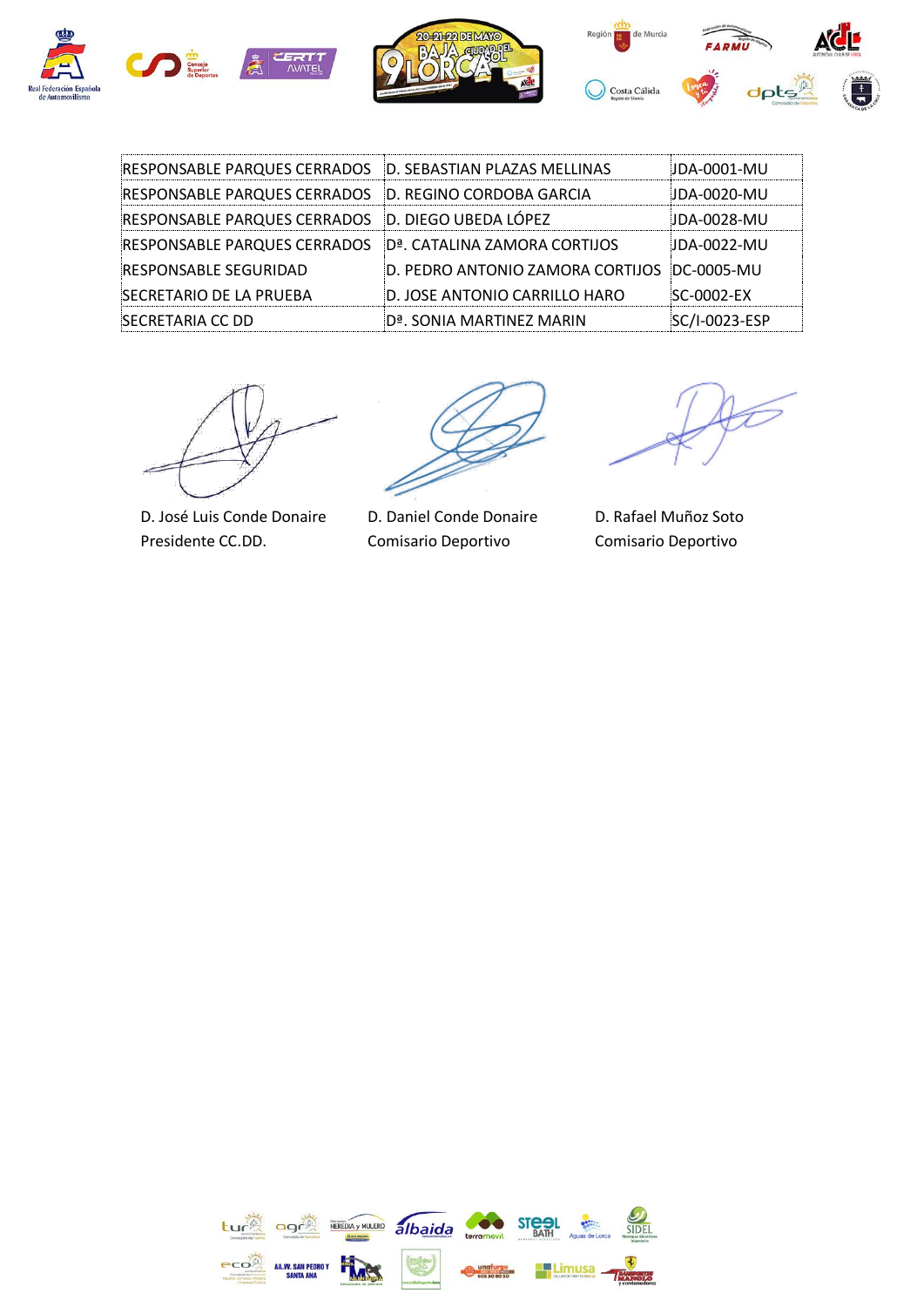| | | |
|---|---|---|
| RESPONSABLE PARQUES CERRADOS | D. SEBASTIAN PLAZAS MELLINAS | JDA-0001-MU |
| RESPONSABLE PARQUES CERRADOS | D. REGINO CORDOBA GARCIA | JDA-0020-MU |
| RESPONSABLE PARQUES CERRADOS | D. DIEGO UBEDA LÓPEZ | JDA-0028-MU |
| RESPONSABLE PARQUES CERRADOS | Dª. CATALINA ZAMORA CORTIJOS | JDA-0022-MU |
| RESPONSABLE SEGURIDAD | D. PEDRO ANTONIO ZAMORA CORTIJOS | DC-0005-MU |
| SECRETARIO DE LA PRUEBA | D. JOSE ANTONIO CARRILLO HARO | SC-0002-EX |
| SECRETARIA CC DD | Dª. SONIA MARTINEZ MARIN | SC/I-0023-ESP |

D. José Luis Conde Donaire
Presidente CC.DD.

D. Daniel Conde Donaire
Comisario Deportivo

D. Rafael Muñoz Soto
Comisario Deportivo